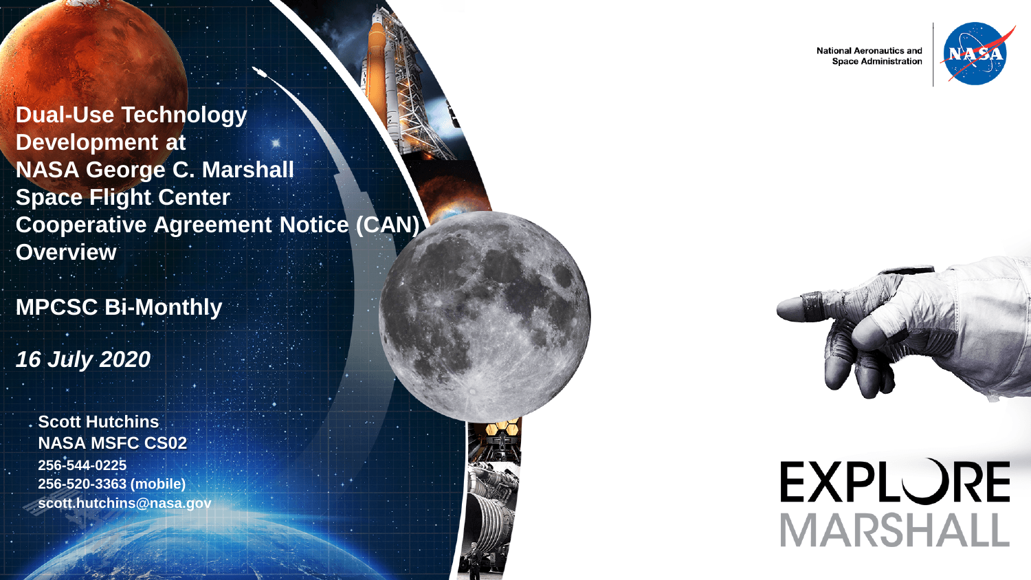National Aeronautics and Space Administration

# Dual-Use Technology Development at NASA George C. Marshall Space Flight Center Cooperative Agreement Notice (CAN) Overview

**MPCSC Bi-Monthly**

***16 July 2020***

**Scott Hutchins**
**NASA MSFC CS02**
**256-544-0225**
**256-520-3363 (mobile)**
**scott.hutchins@nasa.gov**

EXPLORE MARSHALL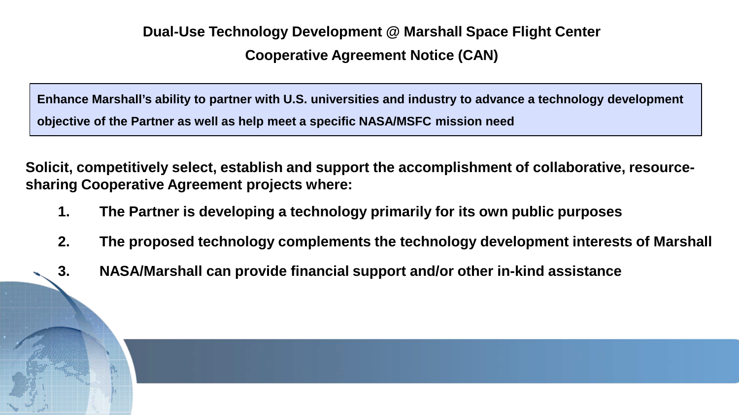# Dual-Use Technology Development @ Marshall Space Flight Center

## Cooperative Agreement Notice (CAN)

**Enhance Marshall's ability to partner with U.S. universities and industry to advance a technology development objective of the Partner as well as help meet a specific NASA/MSFC mission need**

**Solicit, competitively select, establish and support the accomplishment of collaborative, resource-sharing Cooperative Agreement projects where:**

1. **The Partner is developing a technology primarily for its own public purposes**
2. **The proposed technology complements the technology development interests of Marshall**
3. **NASA/Marshall can provide financial support and/or other in-kind assistance**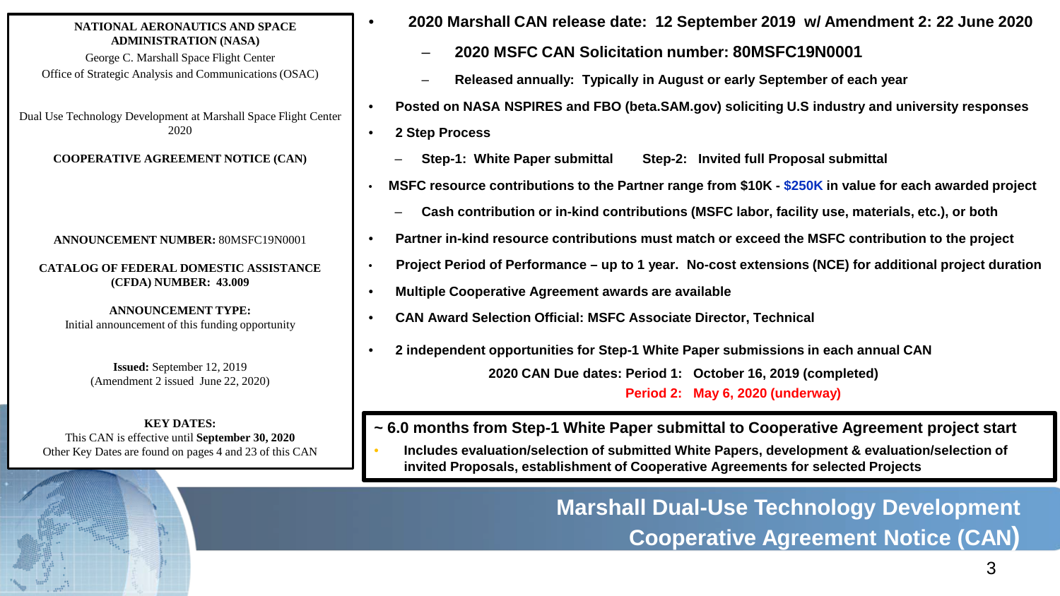# Marshall Dual-Use Technology Development Cooperative Agreement Notice (CAN)

**NATIONAL AERONAUTICS AND SPACE ADMINISTRATION (NASA)**
George C. Marshall Space Flight Center
Office of Strategic Analysis and Communications (OSAC)

Dual Use Technology Development at Marshall Space Flight Center
2020

**COOPERATIVE AGREEMENT NOTICE (CAN)**

**ANNOUNCEMENT NUMBER:** 80MSFC19N0001

**CATALOG OF FEDERAL DOMESTIC ASSISTANCE (CFDA) NUMBER: 43.009**

**ANNOUNCEMENT TYPE:**
Initial announcement of this funding opportunity

**Issued:** September 12, 2019
(Amendment 2 issued June 22, 2020)

**KEY DATES:**
This CAN is effective until **September 30, 2020**
Other Key Dates are found on pages 4 and 23 of this CAN

- **2020 Marshall CAN release date: 12 September 2019 w/ Amendment 2: 22 June 2020**
  - **2020 MSFC CAN Solicitation number: 80MSFC19N0001**
  - **Released annually: Typically in August or early September of each year**
- **Posted on NASA NSPIRES and FBO (beta.SAM.gov) soliciting U.S industry and university responses**
- **2 Step Process**
  - **Step-1: White Paper submittal    Step-2: Invited full Proposal submittal**
- **MSFC resource contributions to the Partner range from $10K - $250K in value for each awarded project**
  - **Cash contribution or in-kind contributions (MSFC labor, facility use, materials, etc.), or both**
- **Partner in-kind resource contributions must match or exceed the MSFC contribution to the project**
- **Project Period of Performance – up to 1 year. No-cost extensions (NCE) for additional project duration**
- **Multiple Cooperative Agreement awards are available**
- **CAN Award Selection Official: MSFC Associate Director, Technical**
- **2 independent opportunities for Step-1 White Paper submissions in each annual CAN**

  **2020 CAN Due dates: Period 1: October 16, 2019 (completed)**
  **Period 2: May 6, 2020 (underway)**

**~ 6.0 months from Step-1 White Paper submittal to Cooperative Agreement project start**

- **Includes evaluation/selection of submitted White Papers, development & evaluation/selection of invited Proposals, establishment of Cooperative Agreements for selected Projects**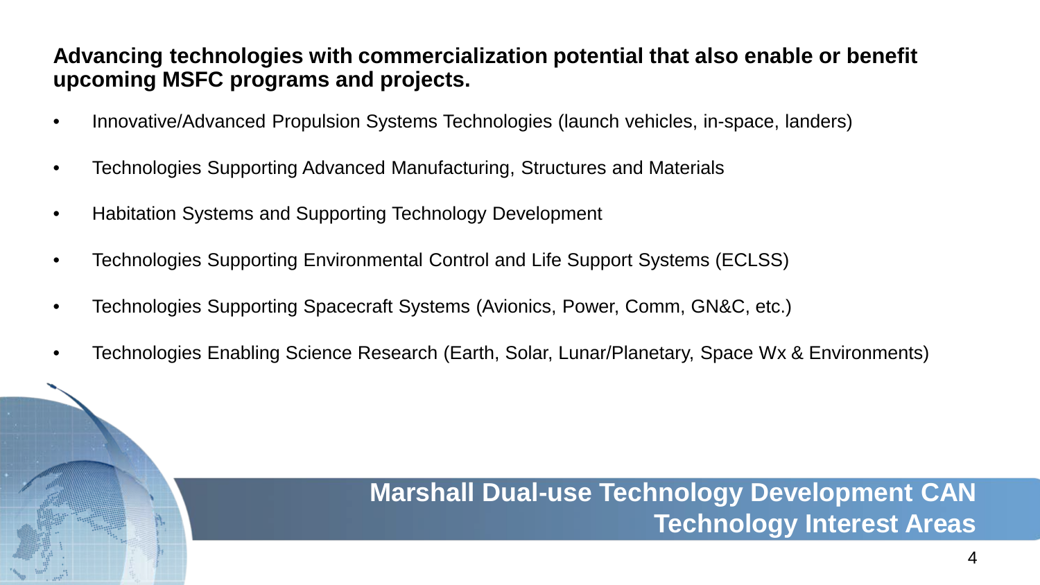## Marshall Dual-use Technology Development CAN Technology Interest Areas

**Advancing technologies with commercialization potential that also enable or benefit upcoming MSFC programs and projects.**

- Innovative/Advanced Propulsion Systems Technologies (launch vehicles, in-space, landers)
- Technologies Supporting Advanced Manufacturing, Structures and Materials
- Habitation Systems and Supporting Technology Development
- Technologies Supporting Environmental Control and Life Support Systems (ECLSS)
- Technologies Supporting Spacecraft Systems (Avionics, Power, Comm, GN&C, etc.)
- Technologies Enabling Science Research (Earth, Solar, Lunar/Planetary, Space Wx & Environments)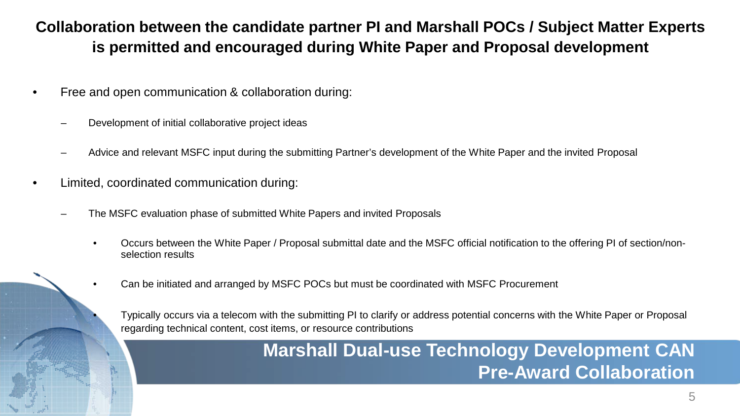## Collaboration between the candidate partner PI and Marshall POCs / Subject Matter Experts is permitted and encouraged during White Paper and Proposal development

- Free and open communication & collaboration during:
  - Development of initial collaborative project ideas
  - Advice and relevant MSFC input during the submitting Partner's development of the White Paper and the invited Proposal
- Limited, coordinated communication during:
  - The MSFC evaluation phase of submitted White Papers and invited Proposals
    - Occurs between the White Paper / Proposal submittal date and the MSFC official notification to the offering PI of section/non-selection results
    - Can be initiated and arranged by MSFC POCs but must be coordinated with MSFC Procurement
    - Typically occurs via a telecom with the submitting PI to clarify or address potential concerns with the White Paper or Proposal regarding technical content, cost items, or resource contributions

# Marshall Dual-use Technology Development CAN Pre-Award Collaboration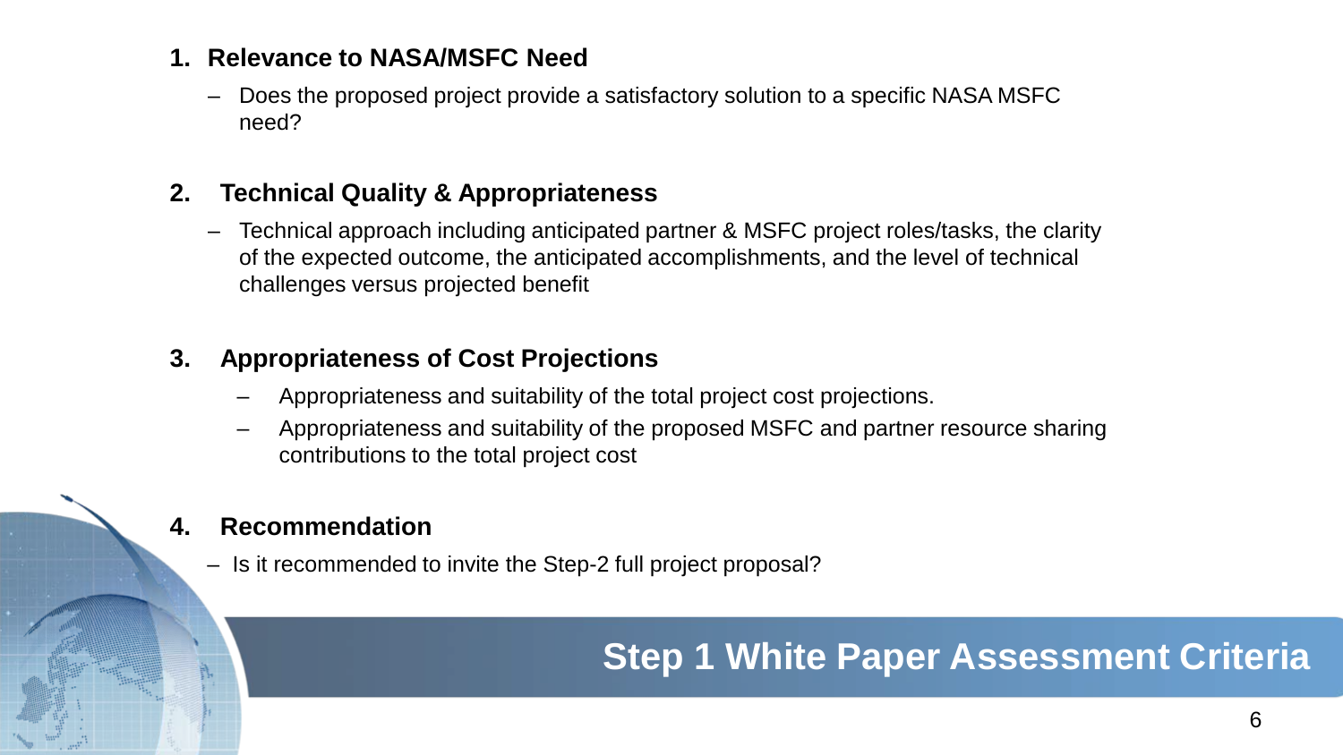# Step 1 White Paper Assessment Criteria

1. **Relevance to NASA/MSFC Need**
   - Does the proposed project provide a satisfactory solution to a specific NASA MSFC need?

2. **Technical Quality & Appropriateness**
   - Technical approach including anticipated partner & MSFC project roles/tasks, the clarity of the expected outcome, the anticipated accomplishments, and the level of technical challenges versus projected benefit

3. **Appropriateness of Cost Projections**
   - Appropriateness and suitability of the total project cost projections.
   - Appropriateness and suitability of the proposed MSFC and partner resource sharing contributions to the total project cost

4. **Recommendation**
   - Is it recommended to invite the Step-2 full project proposal?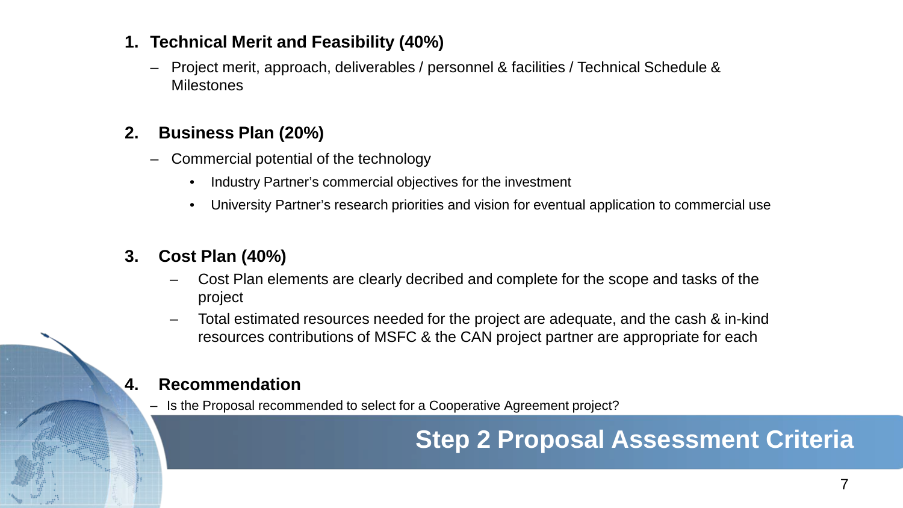## Step 2 Proposal Assessment Criteria

1. **Technical Merit and Feasibility (40%)**
   - Project merit, approach, deliverables / personnel & facilities / Technical Schedule & Milestones

2. **Business Plan (20%)**
   - Commercial potential of the technology
     - Industry Partner's commercial objectives for the investment
     - University Partner's research priorities and vision for eventual application to commercial use

3. **Cost Plan (40%)**
   - Cost Plan elements are clearly decribed and complete for the scope and tasks of the project
   - Total estimated resources needed for the project are adequate, and the cash & in-kind resources contributions of MSFC & the CAN project partner are appropriate for each

4. **Recommendation**
   - Is the Proposal recommended to select for a Cooperative Agreement project?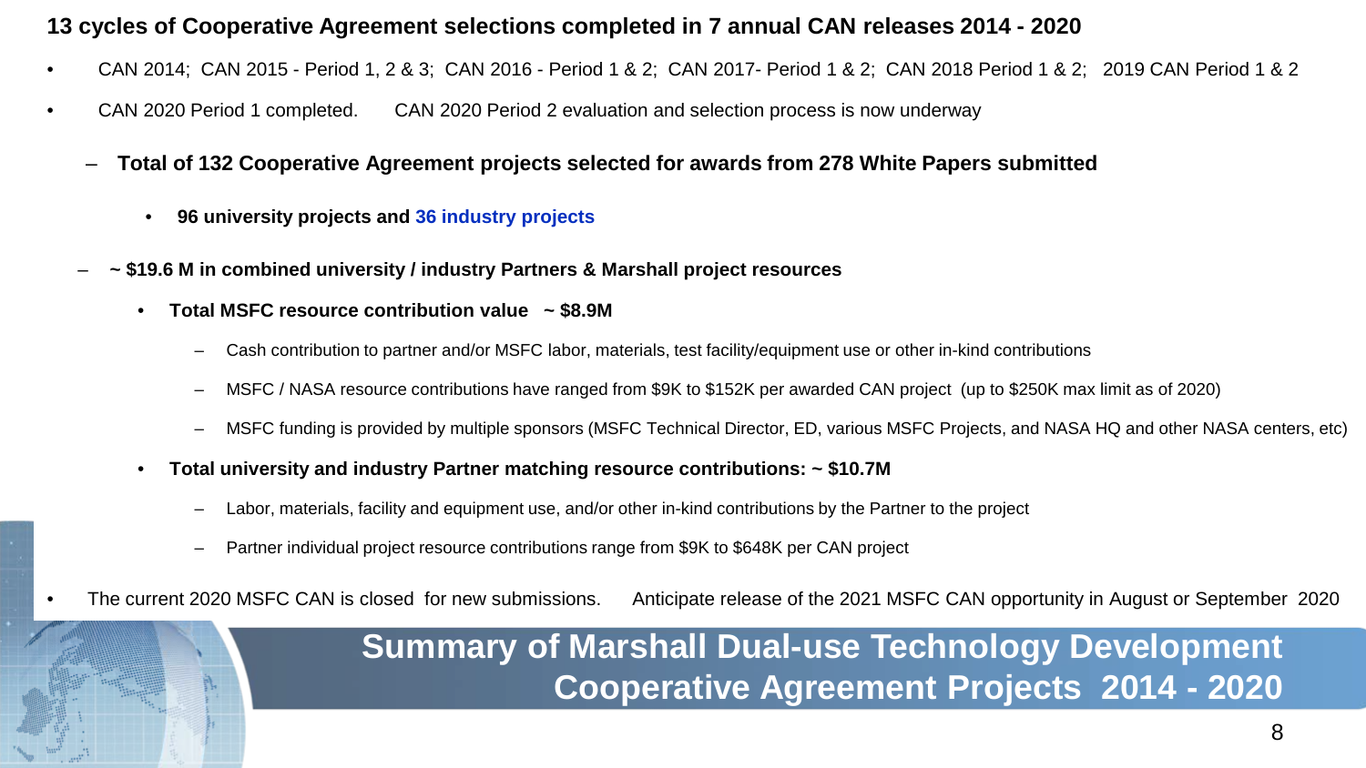# Summary of Marshall Dual-use Technology Development Cooperative Agreement Projects 2014 - 2020

**13 cycles of Cooperative Agreement selections completed in 7 annual CAN releases 2014 - 2020**

- CAN 2014; CAN 2015 - Period 1, 2 & 3; CAN 2016 - Period 1 & 2; CAN 2017- Period 1 & 2; CAN 2018 Period 1 & 2; 2019 CAN Period 1 & 2
- CAN 2020 Period 1 completed. CAN 2020 Period 2 evaluation and selection process is now underway
  - **Total of 132 Cooperative Agreement projects selected for awards from 278 White Papers submitted**
    - **96 university projects and 36 industry projects**
  - **~ $19.6 M in combined university / industry Partners & Marshall project resources**
    - **Total MSFC resource contribution value ~ $8.9M**
      - Cash contribution to partner and/or MSFC labor, materials, test facility/equipment use or other in-kind contributions
      - MSFC / NASA resource contributions have ranged from $9K to $152K per awarded CAN project (up to $250K max limit as of 2020)
      - MSFC funding is provided by multiple sponsors (MSFC Technical Director, ED, various MSFC Projects, and NASA HQ and other NASA centers, etc)
    - **Total university and industry Partner matching resource contributions: ~ $10.7M**
      - Labor, materials, facility and equipment use, and/or other in-kind contributions by the Partner to the project
      - Partner individual project resource contributions range from $9K to $648K per CAN project
- The current 2020 MSFC CAN is closed for new submissions. Anticipate release of the 2021 MSFC CAN opportunity in August or September 2020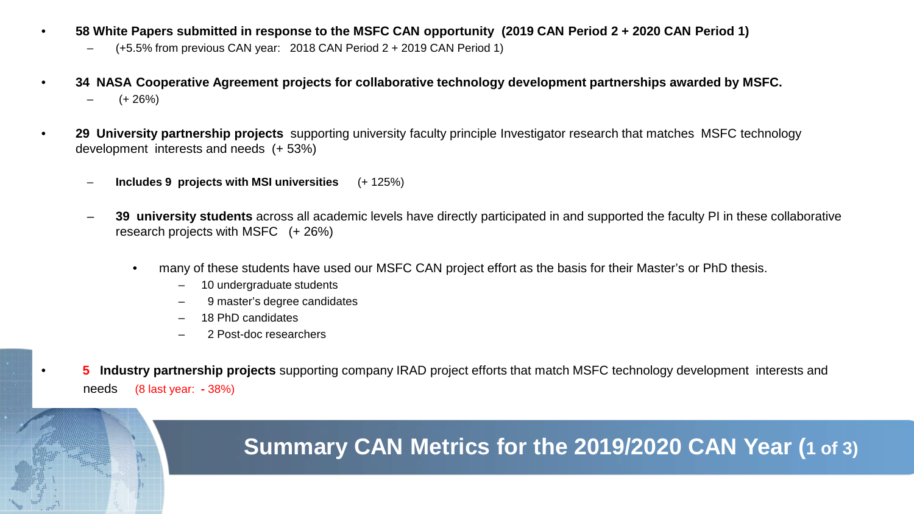## Summary CAN Metrics for the 2019/2020 CAN Year (1 of 3)

- **58 White Papers submitted in response to the MSFC CAN opportunity (2019 CAN Period 2 + 2020 CAN Period 1)**
  - (+5.5% from previous CAN year: 2018 CAN Period 2 + 2019 CAN Period 1)
- **34 NASA Cooperative Agreement projects for collaborative technology development partnerships awarded by MSFC.**
  - (+ 26%)
- **29 University partnership projects** supporting university faculty principle Investigator research that matches MSFC technology development interests and needs (+ 53%)
  - **Includes 9 projects with MSI universities** (+ 125%)
  - **39 university students** across all academic levels have directly participated in and supported the faculty PI in these collaborative research projects with MSFC (+ 26%)
    - many of these students have used our MSFC CAN project effort as the basis for their Master's or PhD thesis.
      - 10 undergraduate students
      - 9 master's degree candidates
      - 18 PhD candidates
      - 2 Post-doc researchers
- **5 Industry partnership projects** supporting company IRAD project efforts that match MSFC technology development interests and needs (8 last year: - 38%)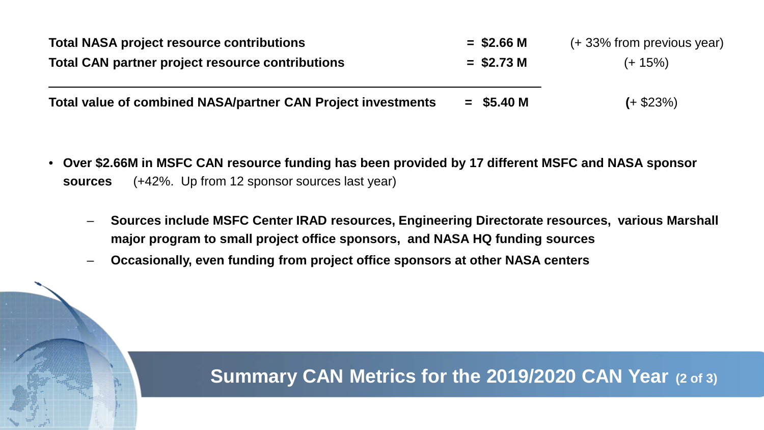## Summary CAN Metrics for the 2019/2020 CAN Year (2 of 3)

| | | |
|---|---|---|
| **Total NASA project resource contributions** | **= $2.66 M** | (+ 33% from previous year) |
| **Total CAN partner project resource contributions** | **= $2.73 M** | (+ 15%) |
| **Total value of combined NASA/partner CAN Project investments** | **= $5.40 M** | **(**+ $23%) |

- **Over $2.66M in MSFC CAN resource funding has been provided by 17 different MSFC and NASA sponsor sources** (+42%. Up from 12 sponsor sources last year)
  - **Sources include MSFC Center IRAD resources, Engineering Directorate resources, various Marshall major program to small project office sponsors, and NASA HQ funding sources**
  - **Occasionally, even funding from project office sponsors at other NASA centers**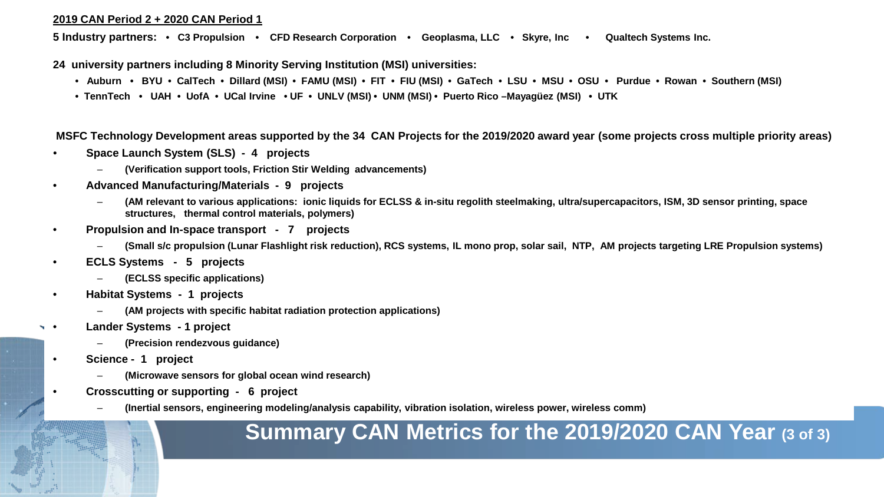## Summary CAN Metrics for the 2019/2020 CAN Year (3 of 3)

**2019 CAN Period 2 + 2020 CAN Period 1**

**5 Industry partners:** • C3 Propulsion • CFD Research Corporation • Geoplasma, LLC • Skyre, Inc • Qualtech Systems Inc.

**24 university partners including 8 Minority Serving Institution (MSI) universities:**

- • Auburn • BYU • CalTech • Dillard (MSI) • FAMU (MSI) • FIT • FIU (MSI) • GaTech • LSU • MSU • OSU • Purdue • Rowan • Southern (MSI)
- • TennTech • UAH • UofA • UCal Irvine • UF • UNLV (MSI) • UNM (MSI) • Puerto Rico –Mayagüez (MSI) • UTK

**MSFC Technology Development areas supported by the 34 CAN Projects for the 2019/2020 award year (some projects cross multiple priority areas)**

- **Space Launch System (SLS) - 4 projects**
  - (Verification support tools, Friction Stir Welding advancements)
- **Advanced Manufacturing/Materials - 9 projects**
  - (AM relevant to various applications: ionic liquids for ECLSS & in-situ regolith steelmaking, ultra/supercapacitors, ISM, 3D sensor printing, space structures, thermal control materials, polymers)
- **Propulsion and In-space transport - 7 projects**
  - (Small s/c propulsion (Lunar Flashlight risk reduction), RCS systems, IL mono prop, solar sail, NTP, AM projects targeting LRE Propulsion systems)
- **ECLS Systems - 5 projects**
  - (ECLSS specific applications)
- **Habitat Systems - 1 projects**
  - (AM projects with specific habitat radiation protection applications)
- **Lander Systems - 1 project**
  - (Precision rendezvous guidance)
- **Science - 1 project**
  - (Microwave sensors for global ocean wind research)
- **Crosscutting or supporting - 6 project**
  - (Inertial sensors, engineering modeling/analysis capability, vibration isolation, wireless power, wireless comm)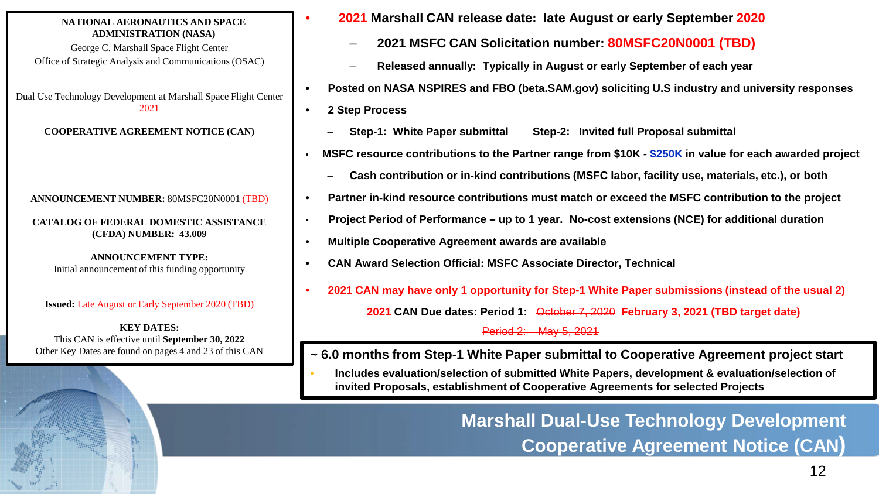**NATIONAL AERONAUTICS AND SPACE ADMINISTRATION (NASA)**
George C. Marshall Space Flight Center
Office of Strategic Analysis and Communications (OSAC)

Dual Use Technology Development at Marshall Space Flight Center
2021

**COOPERATIVE AGREEMENT NOTICE (CAN)**

**ANNOUNCEMENT NUMBER:** 80MSFC20N0001 (TBD)

**CATALOG OF FEDERAL DOMESTIC ASSISTANCE (CFDA) NUMBER: 43.009**

**ANNOUNCEMENT TYPE:**
Initial announcement of this funding opportunity

**Issued:** Late August or Early September 2020 (TBD)

**KEY DATES:**
This CAN is effective until **September 30, 2022**
Other Key Dates are found on pages 4 and 23 of this CAN

- **2021 Marshall CAN release date: late August or early September 2020**
  - **2021 MSFC CAN Solicitation number: 80MSFC20N0001 (TBD)**
  - **Released annually: Typically in August or early September of each year**
- **Posted on NASA NSPIRES and FBO (beta.SAM.gov) soliciting U.S industry and university responses**
- **2 Step Process**
  - **Step-1: White Paper submittal Step-2: Invited full Proposal submittal**
- **MSFC resource contributions to the Partner range from $10K - $250K in value for each awarded project**
  - **Cash contribution or in-kind contributions (MSFC labor, facility use, materials, etc.), or both**
- **Partner in-kind resource contributions must match or exceed the MSFC contribution to the project**
- **Project Period of Performance – up to 1 year. No-cost extensions (NCE) for additional duration**
- **Multiple Cooperative Agreement awards are available**
- **CAN Award Selection Official: MSFC Associate Director, Technical**
- **2021 CAN may have only 1 opportunity for Step-1 White Paper submissions (instead of the usual 2)**

**2021 CAN Due dates: Period 1:** ~~October 7, 2020~~ **February 3, 2021 (TBD target date)**

~~Period 2: May 5, 2021~~

**~ 6.0 months from Step-1 White Paper submittal to Cooperative Agreement project start**

- **Includes evaluation/selection of submitted White Papers, development & evaluation/selection of invited Proposals, establishment of Cooperative Agreements for selected Projects**

## Marshall Dual-Use Technology Development Cooperative Agreement Notice (CAN)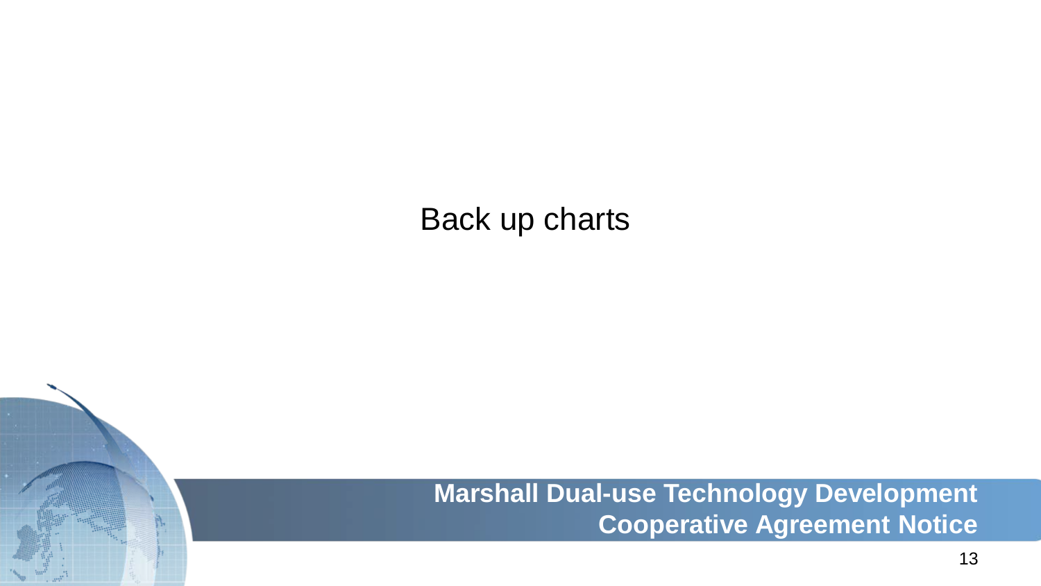Back up charts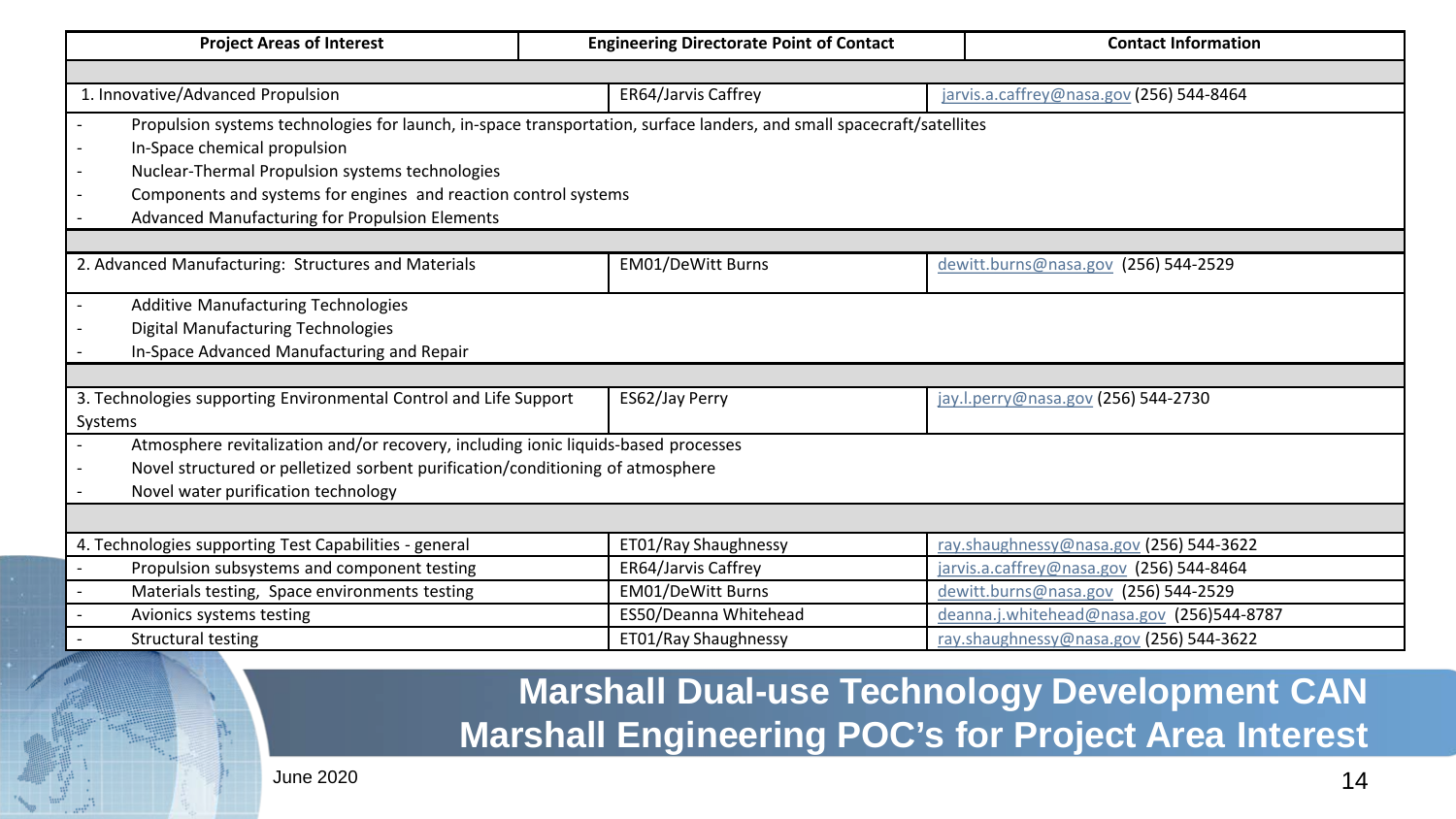## Marshall Dual-use Technology Development CAN
## Marshall Engineering POC's for Project Area Interest

| Project Areas of Interest | Engineering Directorate Point of Contact | Contact Information |
|---|---|---|
| 1. Innovative/Advanced Propulsion | ER64/Jarvis Caffrey | jarvis.a.caffrey@nasa.gov (256) 544-8464 |
| - Propulsion systems technologies for launch, in-space transportation, surface landers, and small spacecraft/satellites<br>- In-Space chemical propulsion<br>- Nuclear-Thermal Propulsion systems technologies<br>- Components and systems for engines and reaction control systems<br>- Advanced Manufacturing for Propulsion Elements | | |
| 2. Advanced Manufacturing: Structures and Materials | EM01/DeWitt Burns | dewitt.burns@nasa.gov (256) 544-2529 |
| - Additive Manufacturing Technologies<br>- Digital Manufacturing Technologies<br>- In-Space Advanced Manufacturing and Repair | | |
| 3. Technologies supporting Environmental Control and Life Support Systems | ES62/Jay Perry | jay.l.perry@nasa.gov (256) 544-2730 |
| - Atmosphere revitalization and/or recovery, including ionic liquids-based processes<br>- Novel structured or pelletized sorbent purification/conditioning of atmosphere<br>- Novel water purification technology | | |
| 4. Technologies supporting Test Capabilities - general | ET01/Ray Shaughnessy | ray.shaughnessy@nasa.gov (256) 544-3622 |
| - Propulsion subsystems and component testing | ER64/Jarvis Caffrey | jarvis.a.caffrey@nasa.gov (256) 544-8464 |
| - Materials testing, Space environments testing | EM01/DeWitt Burns | dewitt.burns@nasa.gov (256) 544-2529 |
| - Avionics systems testing | ES50/Deanna Whitehead | deanna.j.whitehead@nasa.gov (256)544-8787 |
| - Structural testing | ET01/Ray Shaughnessy | ray.shaughnessy@nasa.gov (256) 544-3622 |

June 2020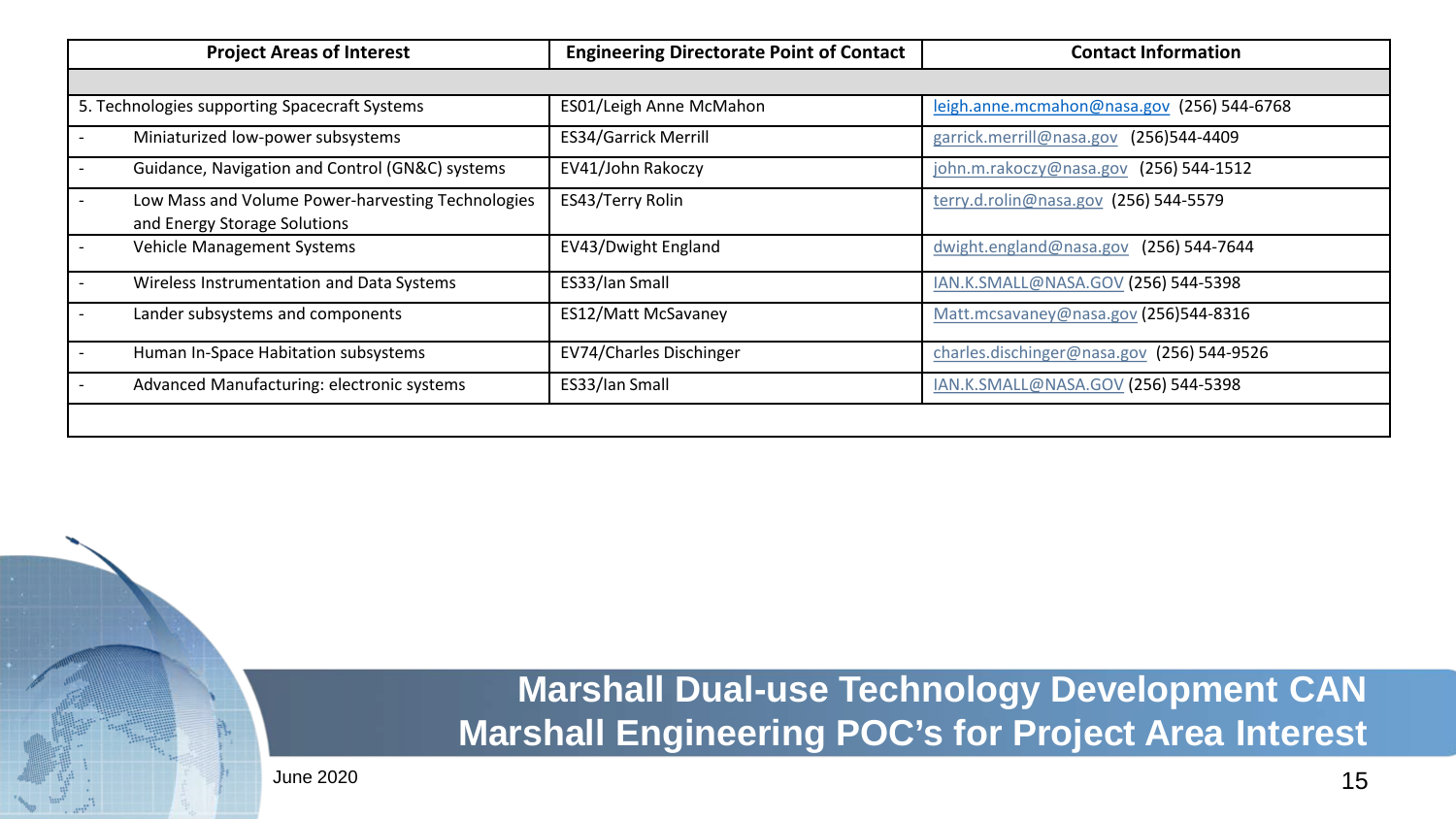## Marshall Dual-use Technology Development CAN

## Marshall Engineering POC's for Project Area Interest

| Project Areas of Interest | Engineering Directorate Point of Contact | Contact Information |
|---|---|---|
| | | |
| 5. Technologies supporting Spacecraft Systems | ES01/Leigh Anne McMahon | leigh.anne.mcmahon@nasa.gov (256) 544-6768 |
| - Miniaturized low-power subsystems | ES34/Garrick Merrill | garrick.merrill@nasa.gov (256)544-4409 |
| - Guidance, Navigation and Control (GN&C) systems | EV41/John Rakoczy | john.m.rakoczy@nasa.gov (256) 544-1512 |
| - Low Mass and Volume Power-harvesting Technologies and Energy Storage Solutions | ES43/Terry Rolin | terry.d.rolin@nasa.gov (256) 544-5579 |
| - Vehicle Management Systems | EV43/Dwight England | dwight.england@nasa.gov (256) 544-7644 |
| - Wireless Instrumentation and Data Systems | ES33/Ian Small | IAN.K.SMALL@NASA.GOV (256) 544-5398 |
| - Lander subsystems and components | ES12/Matt McSavaney | Matt.mcsavaney@nasa.gov (256)544-8316 |
| - Human In-Space Habitation subsystems | EV74/Charles Dischinger | charles.dischinger@nasa.gov (256) 544-9526 |
| - Advanced Manufacturing: electronic systems | ES33/Ian Small | IAN.K.SMALL@NASA.GOV (256) 544-5398 |
| | | |

June 2020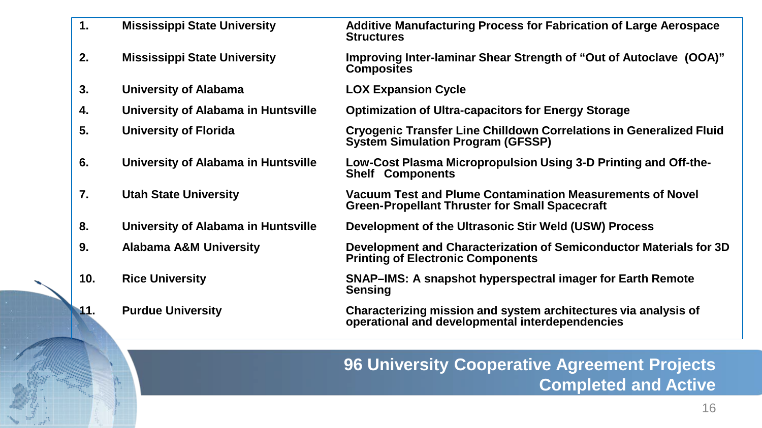| | | |
|---|---|---|
| 1. | Mississippi State University | Additive Manufacturing Process for Fabrication of Large Aerospace Structures |
| 2. | Mississippi State University | Improving Inter-laminar Shear Strength of "Out of Autoclave (OOA)" Composites |
| 3. | University of Alabama | LOX Expansion Cycle |
| 4. | University of Alabama in Huntsville | Optimization of Ultra-capacitors for Energy Storage |
| 5. | University of Florida | Cryogenic Transfer Line Chilldown Correlations in Generalized Fluid System Simulation Program (GFSSP) |
| 6. | University of Alabama in Huntsville | Low-Cost Plasma Micropropulsion Using 3-D Printing and Off-the-Shelf Components |
| 7. | Utah State University | Vacuum Test and Plume Contamination Measurements of Novel Green-Propellant Thruster for Small Spacecraft |
| 8. | University of Alabama in Huntsville | Development of the Ultrasonic Stir Weld (USW) Process |
| 9. | Alabama A&M University | Development and Characterization of Semiconductor Materials for 3D Printing of Electronic Components |
| 10. | Rice University | SNAP–IMS: A snapshot hyperspectral imager for Earth Remote Sensing |
| 11. | Purdue University | Characterizing mission and system architectures via analysis of operational and developmental interdependencies |

**96 University Cooperative Agreement Projects Completed and Active**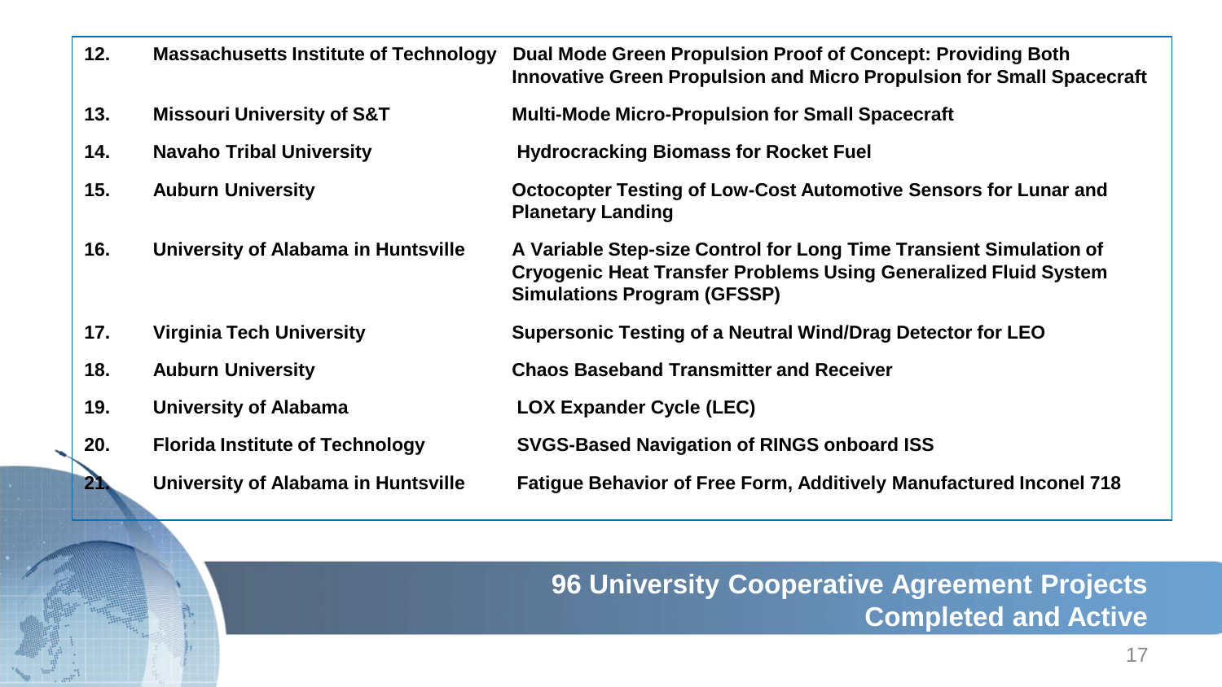| | | |
|---|---|---|
| 12. | Massachusetts Institute of Technology | Dual Mode Green Propulsion Proof of Concept: Providing Both Innovative Green Propulsion and Micro Propulsion for Small Spacecraft |
| 13. | Missouri University of S&T | Multi-Mode Micro-Propulsion for Small Spacecraft |
| 14. | Navaho Tribal University | Hydrocracking Biomass for Rocket Fuel |
| 15. | Auburn University | Octocopter Testing of Low-Cost Automotive Sensors for Lunar and Planetary Landing |
| 16. | University of Alabama in Huntsville | A Variable Step-size Control for Long Time Transient Simulation of Cryogenic Heat Transfer Problems Using Generalized Fluid System Simulations Program (GFSSP) |
| 17. | Virginia Tech University | Supersonic Testing of a Neutral Wind/Drag Detector for LEO |
| 18. | Auburn University | Chaos Baseband Transmitter and Receiver |
| 19. | University of Alabama | LOX Expander Cycle (LEC) |
| 20. | Florida Institute of Technology | SVGS-Based Navigation of RINGS onboard ISS |
| 21. | University of Alabama in Huntsville | Fatigue Behavior of Free Form, Additively Manufactured Inconel 718 |

**96 University Cooperative Agreement Projects Completed and Active**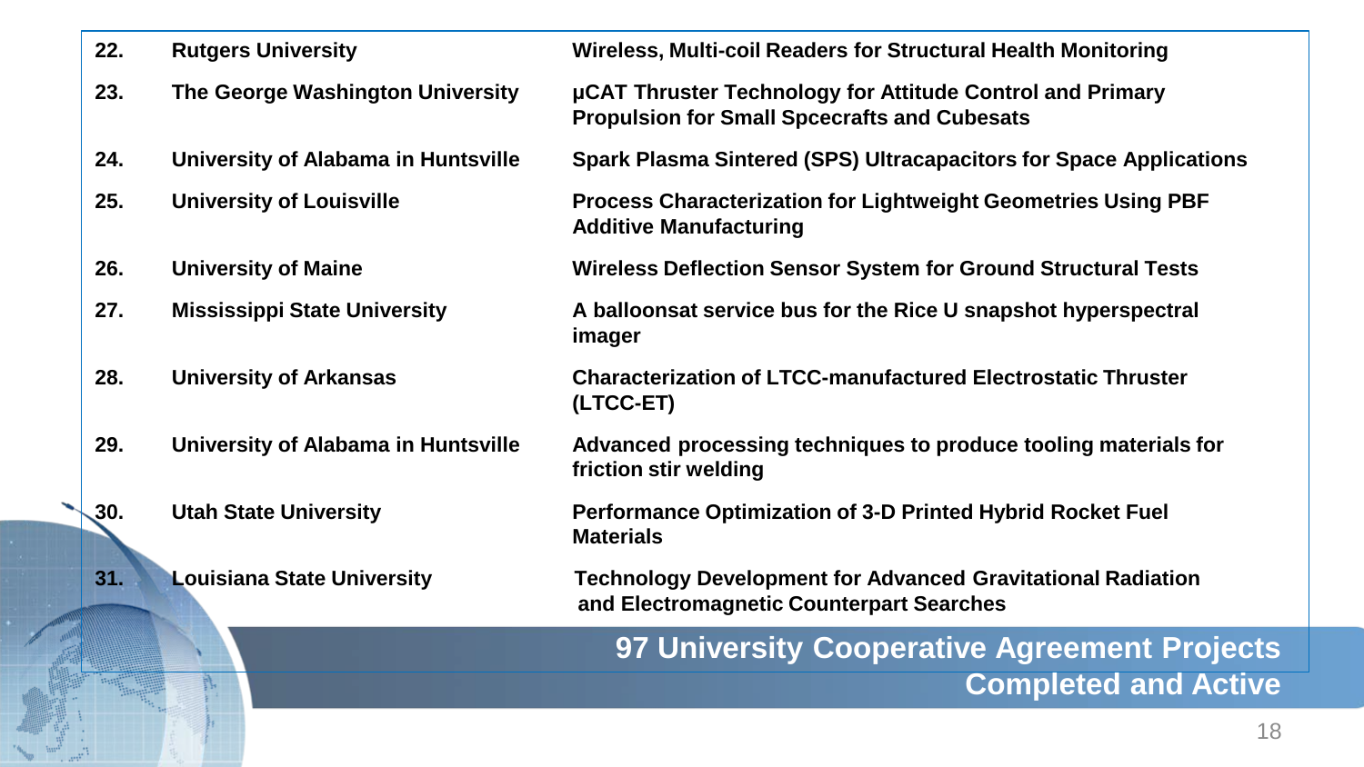| | | |
|---|---|---|
| 22. | Rutgers University | Wireless, Multi-coil Readers for Structural Health Monitoring |
| 23. | The George Washington University | μCAT Thruster Technology for Attitude Control and Primary Propulsion for Small Spcecrafts and Cubesats |
| 24. | University of Alabama in Huntsville | Spark Plasma Sintered (SPS) Ultracapacitors for Space Applications |
| 25. | University of Louisville | Process Characterization for Lightweight Geometries Using PBF Additive Manufacturing |
| 26. | University of Maine | Wireless Deflection Sensor System for Ground Structural Tests |
| 27. | Mississippi State University | A balloonsat service bus for the Rice U snapshot hyperspectral imager |
| 28. | University of Arkansas | Characterization of LTCC-manufactured Electrostatic Thruster (LTCC-ET) |
| 29. | University of Alabama in Huntsville | Advanced processing techniques to produce tooling materials for friction stir welding |
| 30. | Utah State University | Performance Optimization of 3-D Printed Hybrid Rocket Fuel Materials |
| 31. | Louisiana State University | Technology Development for Advanced Gravitational Radiation and Electromagnetic Counterpart Searches |

**97 University Cooperative Agreement Projects Completed and Active**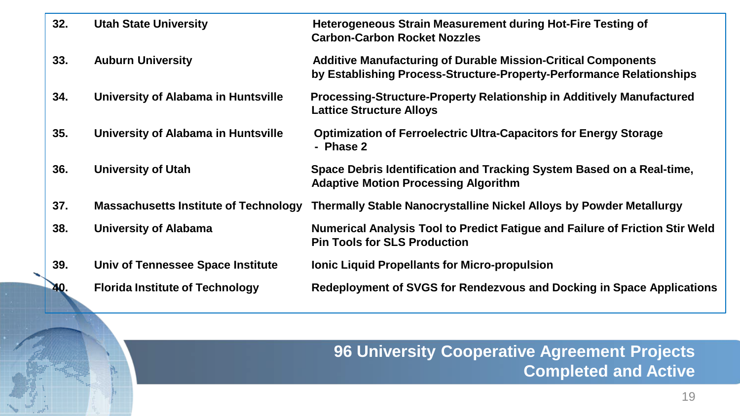| No. | University | Project |
| --- | --- | --- |
| 32. | Utah State University | Heterogeneous Strain Measurement during Hot-Fire Testing of Carbon-Carbon Rocket Nozzles |
| 33. | Auburn University | Additive Manufacturing of Durable Mission-Critical Components by Establishing Process-Structure-Property-Performance Relationships |
| 34. | University of Alabama in Huntsville | Processing-Structure-Property Relationship in Additively Manufactured Lattice Structure Alloys |
| 35. | University of Alabama in Huntsville | Optimization of Ferroelectric Ultra-Capacitors for Energy Storage - Phase 2 |
| 36. | University of Utah | Space Debris Identification and Tracking System Based on a Real-time, Adaptive Motion Processing Algorithm |
| 37. | Massachusetts Institute of Technology | Thermally Stable Nanocrystalline Nickel Alloys by Powder Metallurgy |
| 38. | University of Alabama | Numerical Analysis Tool to Predict Fatigue and Failure of Friction Stir Weld Pin Tools for SLS Production |
| 39. | Univ of Tennessee Space Institute | Ionic Liquid Propellants for Micro-propulsion |
| 40. | Florida Institute of Technology | Redeployment of SVGS for Rendezvous and Docking in Space Applications |

**96 University Cooperative Agreement Projects Completed and Active**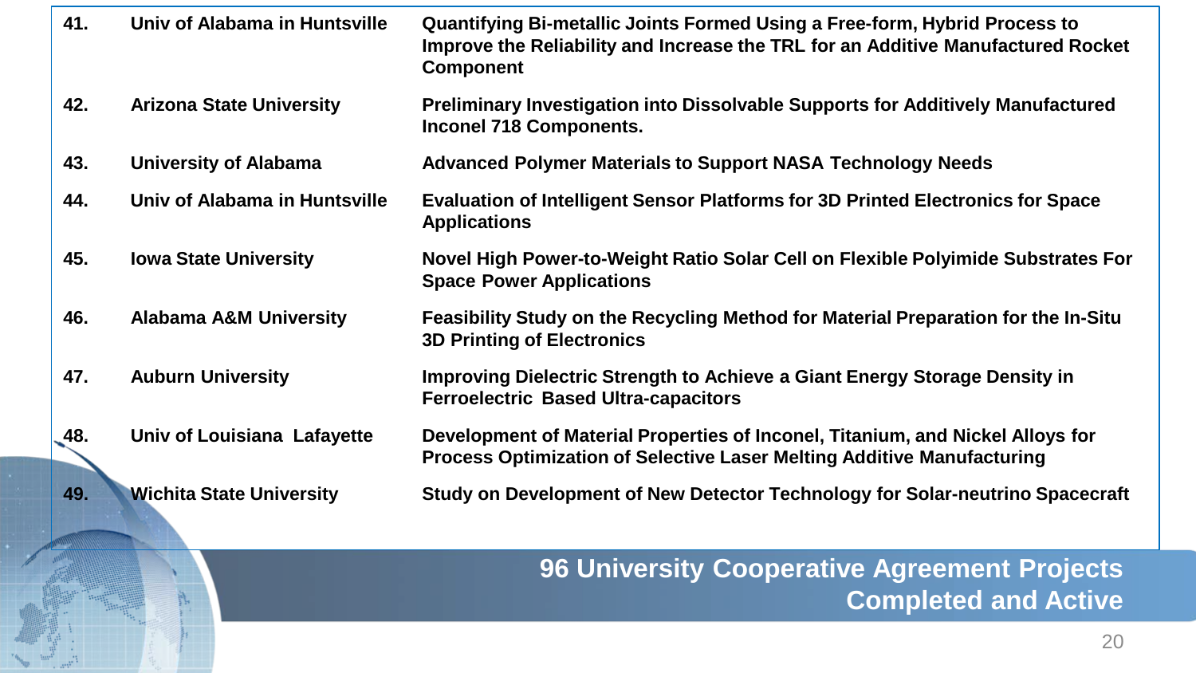| | | |
|---|---|---|
| 41. | Univ of Alabama in Huntsville | Quantifying Bi-metallic Joints Formed Using a Free-form, Hybrid Process to Improve the Reliability and Increase the TRL for an Additive Manufactured Rocket Component |
| 42. | Arizona State University | Preliminary Investigation into Dissolvable Supports for Additively Manufactured Inconel 718 Components. |
| 43. | University of Alabama | Advanced Polymer Materials to Support NASA Technology Needs |
| 44. | Univ of Alabama in Huntsville | Evaluation of Intelligent Sensor Platforms for 3D Printed Electronics for Space Applications |
| 45. | Iowa State University | Novel High Power-to-Weight Ratio Solar Cell on Flexible Polyimide Substrates For Space Power Applications |
| 46. | Alabama A&M University | Feasibility Study on the Recycling Method for Material Preparation for the In-Situ 3D Printing of Electronics |
| 47. | Auburn University | Improving Dielectric Strength to Achieve a Giant Energy Storage Density in Ferroelectric Based Ultra-capacitors |
| 48. | Univ of Louisiana Lafayette | Development of Material Properties of Inconel, Titanium, and Nickel Alloys for Process Optimization of Selective Laser Melting Additive Manufacturing |
| 49. | Wichita State University | Study on Development of New Detector Technology for Solar-neutrino Spacecraft |

**96 University Cooperative Agreement Projects Completed and Active**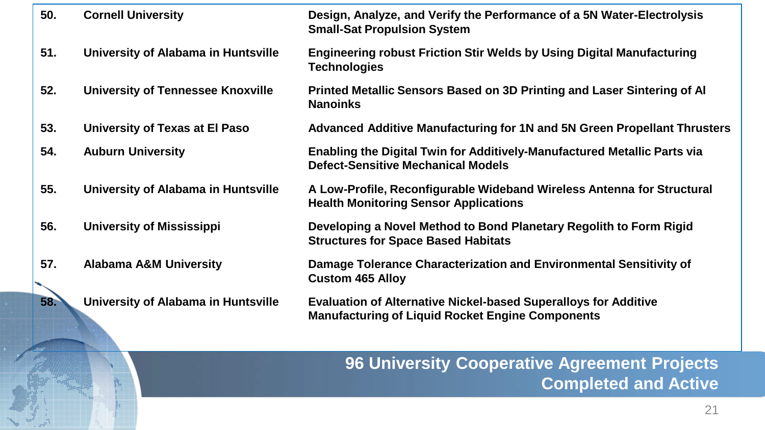| No. | University | Project |
|---|---|---|
| 50. | Cornell University | Design, Analyze, and Verify the Performance of a 5N Water-Electrolysis Small-Sat Propulsion System |
| 51. | University of Alabama in Huntsville | Engineering robust Friction Stir Welds by Using Digital Manufacturing Technologies |
| 52. | University of Tennessee Knoxville | Printed Metallic Sensors Based on 3D Printing and Laser Sintering of Al Nanoinks |
| 53. | University of Texas at El Paso | Advanced Additive Manufacturing for 1N and 5N Green Propellant Thrusters |
| 54. | Auburn University | Enabling the Digital Twin for Additively-Manufactured Metallic Parts via Defect-Sensitive Mechanical Models |
| 55. | University of Alabama in Huntsville | A Low-Profile, Reconfigurable Wideband Wireless Antenna for Structural Health Monitoring Sensor Applications |
| 56. | University of Mississippi | Developing a Novel Method to Bond Planetary Regolith to Form Rigid Structures for Space Based Habitats |
| 57. | Alabama A&M University | Damage Tolerance Characterization and Environmental Sensitivity of Custom 465 Alloy |
| 58. | University of Alabama in Huntsville | Evaluation of Alternative Nickel-based Superalloys for Additive Manufacturing of Liquid Rocket Engine Components |

**96 University Cooperative Agreement Projects Completed and Active**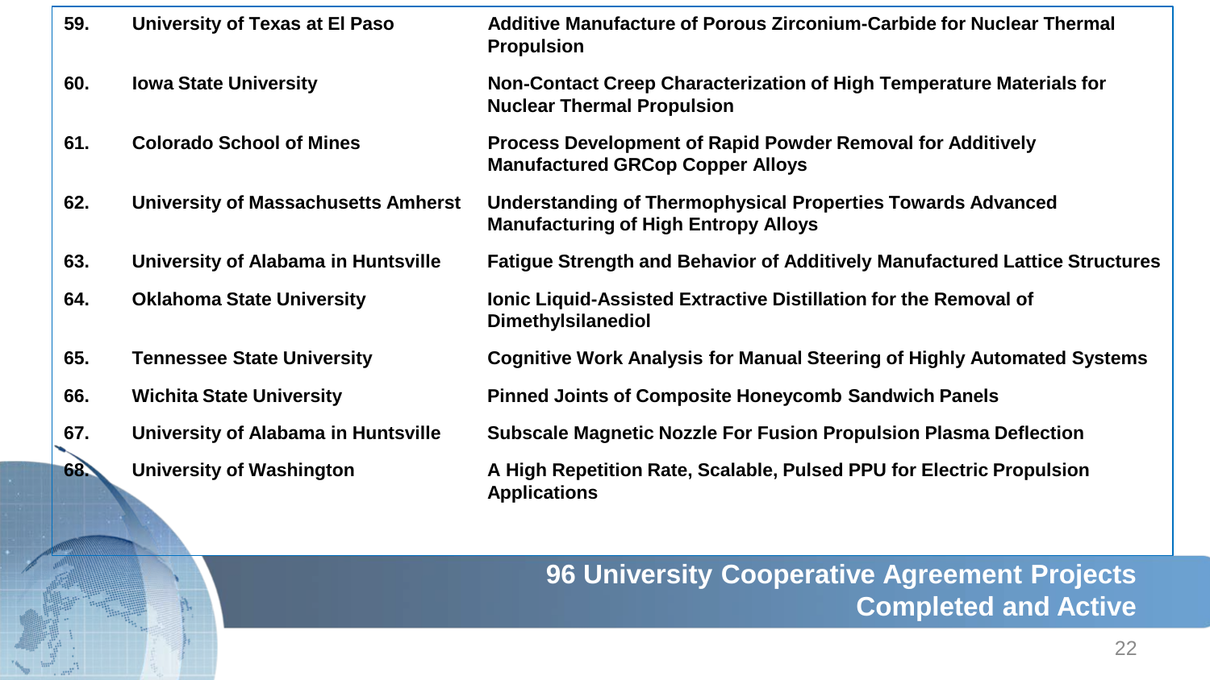| | | |
|---|---|---|
| 59. | University of Texas at El Paso | Additive Manufacture of Porous Zirconium-Carbide for Nuclear Thermal Propulsion |
| 60. | Iowa State University | Non-Contact Creep Characterization of High Temperature Materials for Nuclear Thermal Propulsion |
| 61. | Colorado School of Mines | Process Development of Rapid Powder Removal for Additively Manufactured GRCop Copper Alloys |
| 62. | University of Massachusetts Amherst | Understanding of Thermophysical Properties Towards Advanced Manufacturing of High Entropy Alloys |
| 63. | University of Alabama in Huntsville | Fatigue Strength and Behavior of Additively Manufactured Lattice Structures |
| 64. | Oklahoma State University | Ionic Liquid-Assisted Extractive Distillation for the Removal of Dimethylsilanediol |
| 65. | Tennessee State University | Cognitive Work Analysis for Manual Steering of Highly Automated Systems |
| 66. | Wichita State University | Pinned Joints of Composite Honeycomb Sandwich Panels |
| 67. | University of Alabama in Huntsville | Subscale Magnetic Nozzle For Fusion Propulsion Plasma Deflection |
| 68. | University of Washington | A High Repetition Rate, Scalable, Pulsed PPU for Electric Propulsion Applications |

**96 University Cooperative Agreement Projects Completed and Active**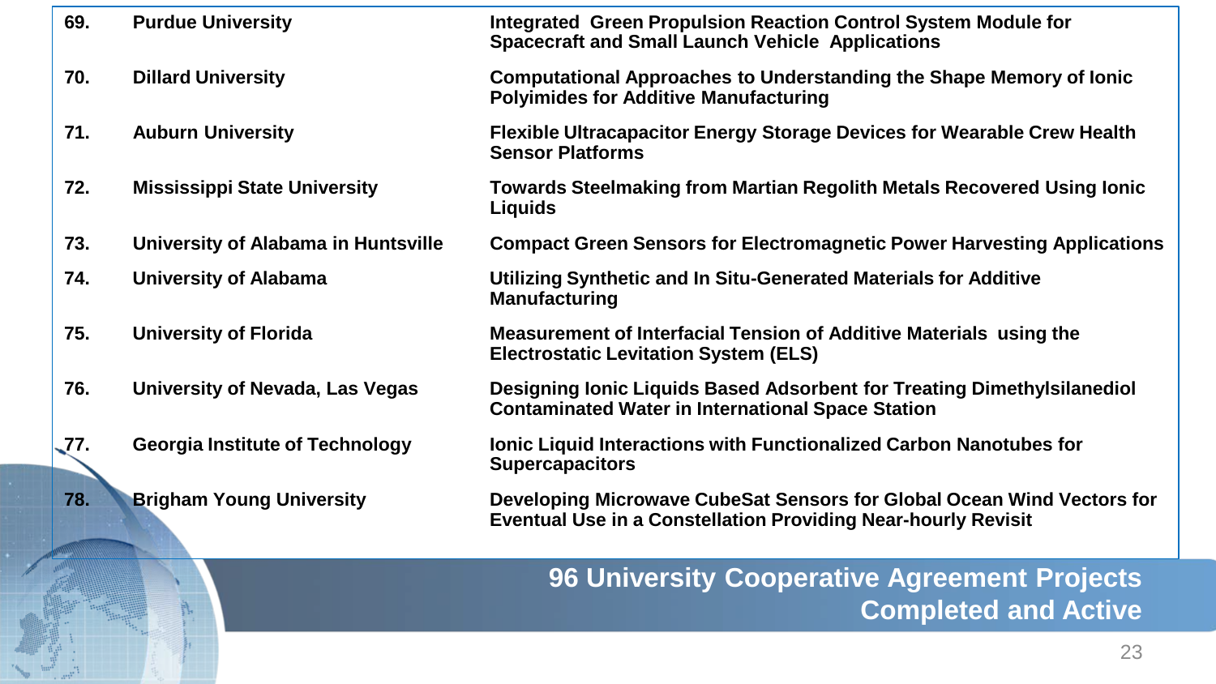| No. | University | Project |
|---|---|---|
| 69. | Purdue University | Integrated Green Propulsion Reaction Control System Module for Spacecraft and Small Launch Vehicle Applications |
| 70. | Dillard University | Computational Approaches to Understanding the Shape Memory of Ionic Polyimides for Additive Manufacturing |
| 71. | Auburn University | Flexible Ultracapacitor Energy Storage Devices for Wearable Crew Health Sensor Platforms |
| 72. | Mississippi State University | Towards Steelmaking from Martian Regolith Metals Recovered Using Ionic Liquids |
| 73. | University of Alabama in Huntsville | Compact Green Sensors for Electromagnetic Power Harvesting Applications |
| 74. | University of Alabama | Utilizing Synthetic and In Situ-Generated Materials for Additive Manufacturing |
| 75. | University of Florida | Measurement of Interfacial Tension of Additive Materials using the Electrostatic Levitation System (ELS) |
| 76. | University of Nevada, Las Vegas | Designing Ionic Liquids Based Adsorbent for Treating Dimethylsilanediol Contaminated Water in International Space Station |
| 77. | Georgia Institute of Technology | Ionic Liquid Interactions with Functionalized Carbon Nanotubes for Supercapacitors |
| 78. | Brigham Young University | Developing Microwave CubeSat Sensors for Global Ocean Wind Vectors for Eventual Use in a Constellation Providing Near-hourly Revisit |

**96 University Cooperative Agreement Projects Completed and Active**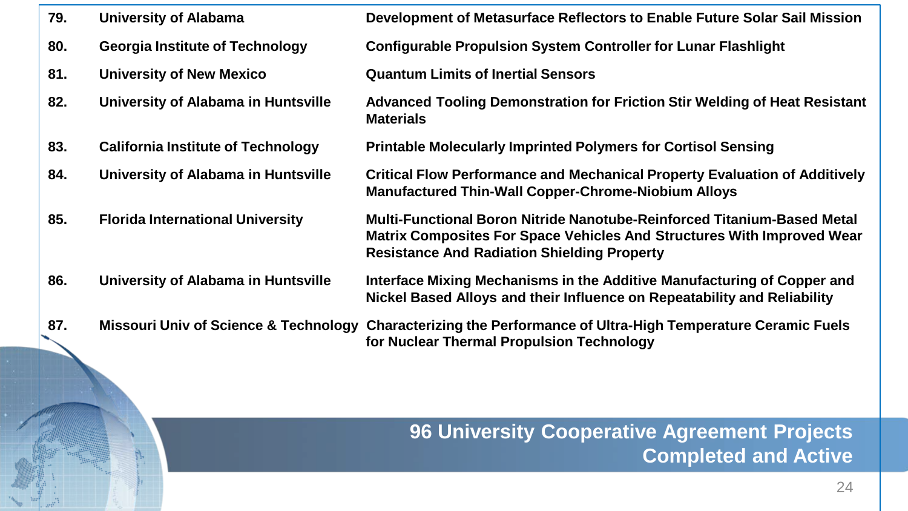| | | |
|---|---|---|
| 79. | University of Alabama | Development of Metasurface Reflectors to Enable Future Solar Sail Mission |
| 80. | Georgia Institute of Technology | Configurable Propulsion System Controller for Lunar Flashlight |
| 81. | University of New Mexico | Quantum Limits of Inertial Sensors |
| 82. | University of Alabama in Huntsville | Advanced Tooling Demonstration for Friction Stir Welding of Heat Resistant Materials |
| 83. | California Institute of Technology | Printable Molecularly Imprinted Polymers for Cortisol Sensing |
| 84. | University of Alabama in Huntsville | Critical Flow Performance and Mechanical Property Evaluation of Additively Manufactured Thin-Wall Copper-Chrome-Niobium Alloys |
| 85. | Florida International University | Multi-Functional Boron Nitride Nanotube-Reinforced Titanium-Based Metal Matrix Composites For Space Vehicles And Structures With Improved Wear Resistance And Radiation Shielding Property |
| 86. | University of Alabama in Huntsville | Interface Mixing Mechanisms in the Additive Manufacturing of Copper and Nickel Based Alloys and their Influence on Repeatability and Reliability |
| 87. | Missouri Univ of Science & Technology | Characterizing the Performance of Ultra-High Temperature Ceramic Fuels for Nuclear Thermal Propulsion Technology |

**96 University Cooperative Agreement Projects Completed and Active**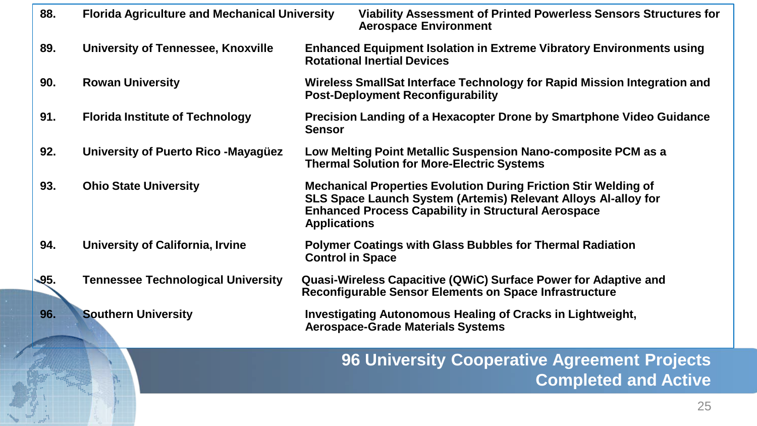| | | |
|---|---|---|
| 88. | Florida Agriculture and Mechanical University | Viability Assessment of Printed Powerless Sensors Structures for Aerospace Environment |
| 89. | University of Tennessee, Knoxville | Enhanced Equipment Isolation in Extreme Vibratory Environments using Rotational Inertial Devices |
| 90. | Rowan University | Wireless SmallSat Interface Technology for Rapid Mission Integration and Post-Deployment Reconfigurability |
| 91. | Florida Institute of Technology | Precision Landing of a Hexacopter Drone by Smartphone Video Guidance Sensor |
| 92. | University of Puerto Rico -Mayagüez | Low Melting Point Metallic Suspension Nano-composite PCM as a Thermal Solution for More-Electric Systems |
| 93. | Ohio State University | Mechanical Properties Evolution During Friction Stir Welding of SLS Space Launch System (Artemis) Relevant Alloys Al-alloy for Enhanced Process Capability in Structural Aerospace Applications |
| 94. | University of California, Irvine | Polymer Coatings with Glass Bubbles for Thermal Radiation Control in Space |
| 95. | Tennessee Technological University | Quasi-Wireless Capacitive (QWiC) Surface Power for Adaptive and Reconfigurable Sensor Elements on Space Infrastructure |
| 96. | Southern University | Investigating Autonomous Healing of Cracks in Lightweight, Aerospace-Grade Materials Systems |

**96 University Cooperative Agreement Projects Completed and Active**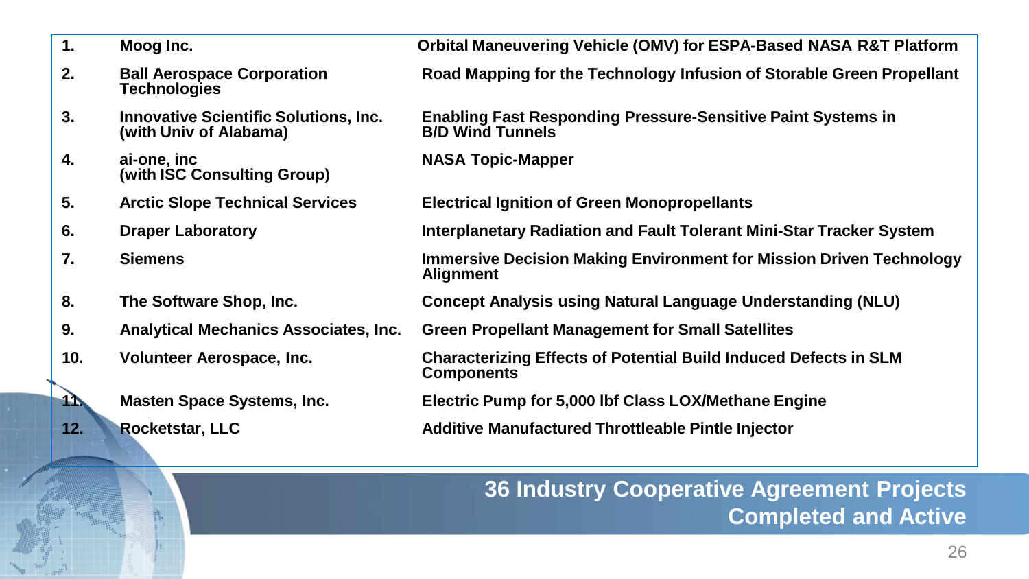| # | Company | Project |
|---|---|---|
| 1. | Moog Inc. | Orbital Maneuvering Vehicle (OMV) for ESPA-Based NASA R&T Platform |
| 2. | Ball Aerospace Corporation Technologies | Road Mapping for the Technology Infusion of Storable Green Propellant |
| 3. | Innovative Scientific Solutions, Inc. (with Univ of Alabama) | Enabling Fast Responding Pressure-Sensitive Paint Systems in B/D Wind Tunnels |
| 4. | ai-one, inc (with ISC Consulting Group) | NASA Topic-Mapper |
| 5. | Arctic Slope Technical Services | Electrical Ignition of Green Monopropellants |
| 6. | Draper Laboratory | Interplanetary Radiation and Fault Tolerant Mini-Star Tracker System |
| 7. | Siemens | Immersive Decision Making Environment for Mission Driven Technology Alignment |
| 8. | The Software Shop, Inc. | Concept Analysis using Natural Language Understanding (NLU) |
| 9. | Analytical Mechanics Associates, Inc. | Green Propellant Management for Small Satellites |
| 10. | Volunteer Aerospace, Inc. | Characterizing Effects of Potential Build Induced Defects in SLM Components |
| 11. | Masten Space Systems, Inc. | Electric Pump for 5,000 lbf Class LOX/Methane Engine |
| 12. | Rocketstar, LLC | Additive Manufactured Throttleable Pintle Injector |

**36 Industry Cooperative Agreement Projects Completed and Active**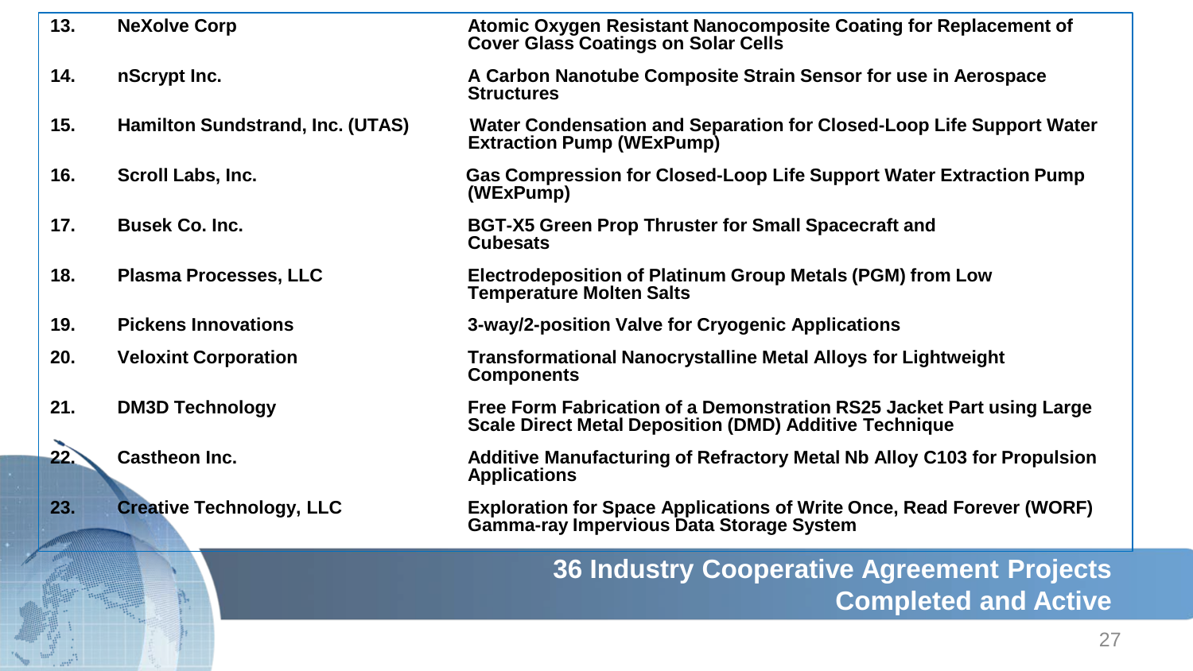| | | |
|---|---|---|
| 13. | NeXolve Corp | Atomic Oxygen Resistant Nanocomposite Coating for Replacement of Cover Glass Coatings on Solar Cells |
| 14. | nScrypt Inc. | A Carbon Nanotube Composite Strain Sensor for use in Aerospace Structures |
| 15. | Hamilton Sundstrand, Inc. (UTAS) | Water Condensation and Separation for Closed-Loop Life Support Water Extraction Pump (WExPump) |
| 16. | Scroll Labs, Inc. | Gas Compression for Closed-Loop Life Support Water Extraction Pump (WExPump) |
| 17. | Busek Co. Inc. | BGT-X5 Green Prop Thruster for Small Spacecraft and Cubesats |
| 18. | Plasma Processes, LLC | Electrodeposition of Platinum Group Metals (PGM) from Low Temperature Molten Salts |
| 19. | Pickens Innovations | 3-way/2-position Valve for Cryogenic Applications |
| 20. | Veloxint Corporation | Transformational Nanocrystalline Metal Alloys for Lightweight Components |
| 21. | DM3D Technology | Free Form Fabrication of a Demonstration RS25 Jacket Part using Large Scale Direct Metal Deposition (DMD) Additive Technique |
| 22. | Castheon Inc. | Additive Manufacturing of Refractory Metal Nb Alloy C103 for Propulsion Applications |
| 23. | Creative Technology, LLC | Exploration for Space Applications of Write Once, Read Forever (WORF) Gamma-ray Impervious Data Storage System |

## 36 Industry Cooperative Agreement Projects Completed and Active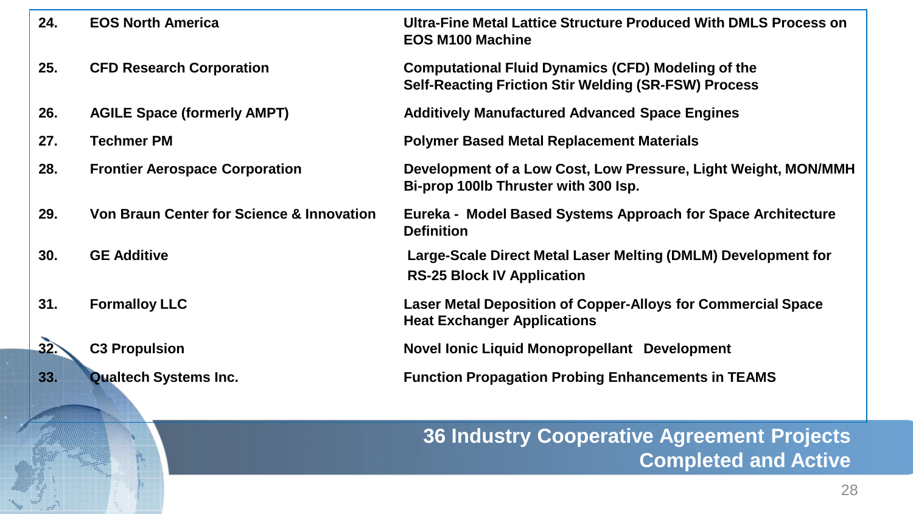| | | |
|---|---|---|
| 24. | EOS North America | Ultra-Fine Metal Lattice Structure Produced With DMLS Process on EOS M100 Machine |
| 25. | CFD Research Corporation | Computational Fluid Dynamics (CFD) Modeling of the Self-Reacting Friction Stir Welding (SR-FSW) Process |
| 26. | AGILE Space (formerly AMPT) | Additively Manufactured Advanced Space Engines |
| 27. | Techmer PM | Polymer Based Metal Replacement Materials |
| 28. | Frontier Aerospace Corporation | Development of a Low Cost, Low Pressure, Light Weight, MON/MMH Bi-prop 100lb Thruster with 300 Isp. |
| 29. | Von Braun Center for Science & Innovation | Eureka - Model Based Systems Approach for Space Architecture Definition |
| 30. | GE Additive | Large-Scale Direct Metal Laser Melting (DMLM) Development for RS-25 Block IV Application |
| 31. | Formalloy LLC | Laser Metal Deposition of Copper-Alloys for Commercial Space Heat Exchanger Applications |
| 32. | C3 Propulsion | Novel Ionic Liquid Monopropellant Development |
| 33. | Qualtech Systems Inc. | Function Propagation Probing Enhancements in TEAMS |

**36 Industry Cooperative Agreement Projects Completed and Active**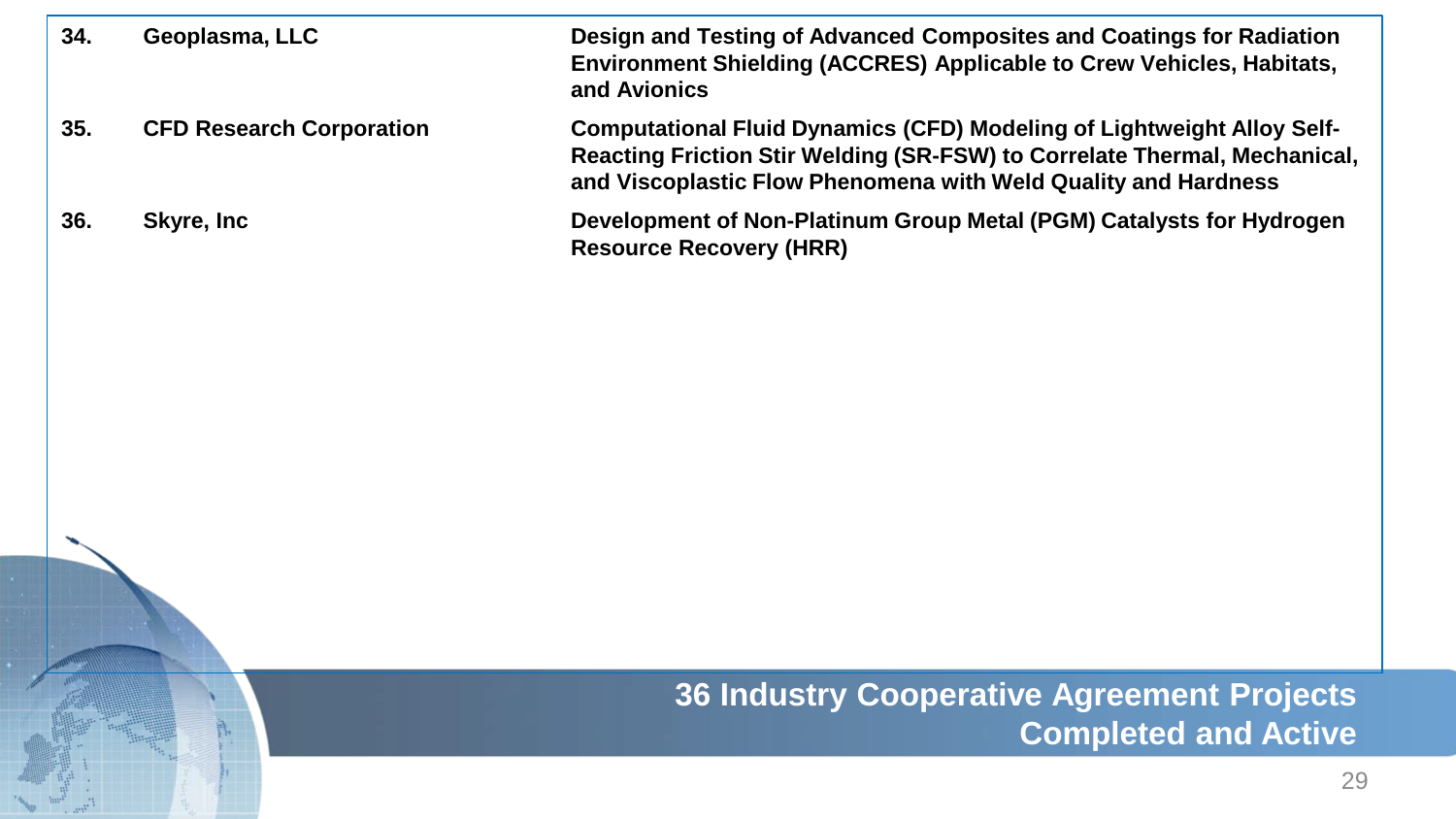| | | |
|---|---|---|
| 34. | Geoplasma, LLC | Design and Testing of Advanced Composites and Coatings for Radiation Environment Shielding (ACCRES) Applicable to Crew Vehicles, Habitats, and Avionics |
| 35. | CFD Research Corporation | Computational Fluid Dynamics (CFD) Modeling of Lightweight Alloy Self-Reacting Friction Stir Welding (SR-FSW) to Correlate Thermal, Mechanical, and Viscoplastic Flow Phenomena with Weld Quality and Hardness |
| 36. | Skyre, Inc | Development of Non-Platinum Group Metal (PGM) Catalysts for Hydrogen Resource Recovery (HRR) |

**36 Industry Cooperative Agreement Projects Completed and Active**